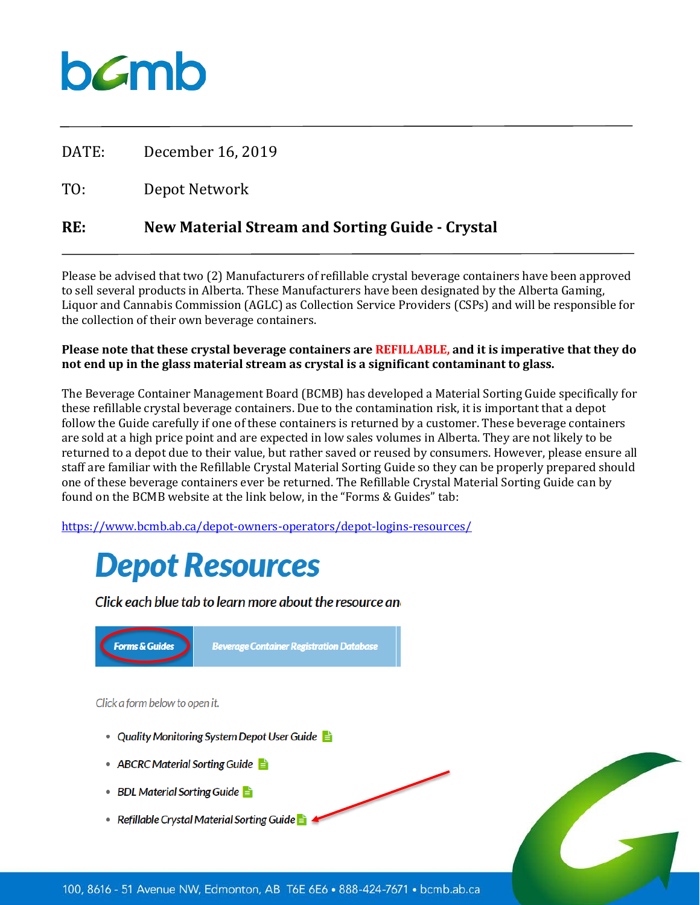# bcmb

DATE: December 16, 2019

TO: Depot Network

**RE: New Material Stream and Sorting Guide - Crystal**

Please be advised that two (2) Manufacturers of refillable crystal beverage containers have been approved to sell several products in Alberta. These Manufacturers have been designated by the Alberta Gaming, Liquor and Cannabis Commission (AGLC) as Collection Service Providers (CSPs) and will be responsible for the collection of their own beverage containers.

**Please note that these crystal beverage containers are REFILLABLE, and it is imperative that they do not end up in the glass material stream as crystal is a significant contaminant to glass.**

The Beverage Container Management Board (BCMB) has developed a Material Sorting Guide specifically for these refillable crystal beverage containers. Due to the contamination risk, it is important that a depot follow the Guide carefully if one of these containers is returned by a customer. These beverage containers are sold at a high price point and are expected in low sales volumes in Alberta. They are not likely to be returned to a depot due to their value, but rather saved or reused by consumers. However, please ensure all staff are familiar with the Refillable Crystal Material Sorting Guide so they can be properly prepared should one of these beverage containers ever be returned. The Refillable Crystal Material Sorting Guide can by found on the BCMB website at the link below, in the "Forms & Guides" tab:

https://www.bcmb.ab.ca/depot-owners-operators/depot-logins-resources/

## Depot Resources

*Click each blue tab to learn more about the resource an*

**Forms & Guides** | **Beverage Container Registration Database**

*Click a form below to open it.*

- *Quality Monitoring System Depot User Guide*
- *ABCRC Material Sorting Guide*
- *BDL Material Sorting Guide*
- *Refillable Crystal Material Sorting Guide*

100, 8616 - 51 Avenue NW, Edmonton, AB T6E 6E6 • 888-424-7671 • bcmb.ab.ca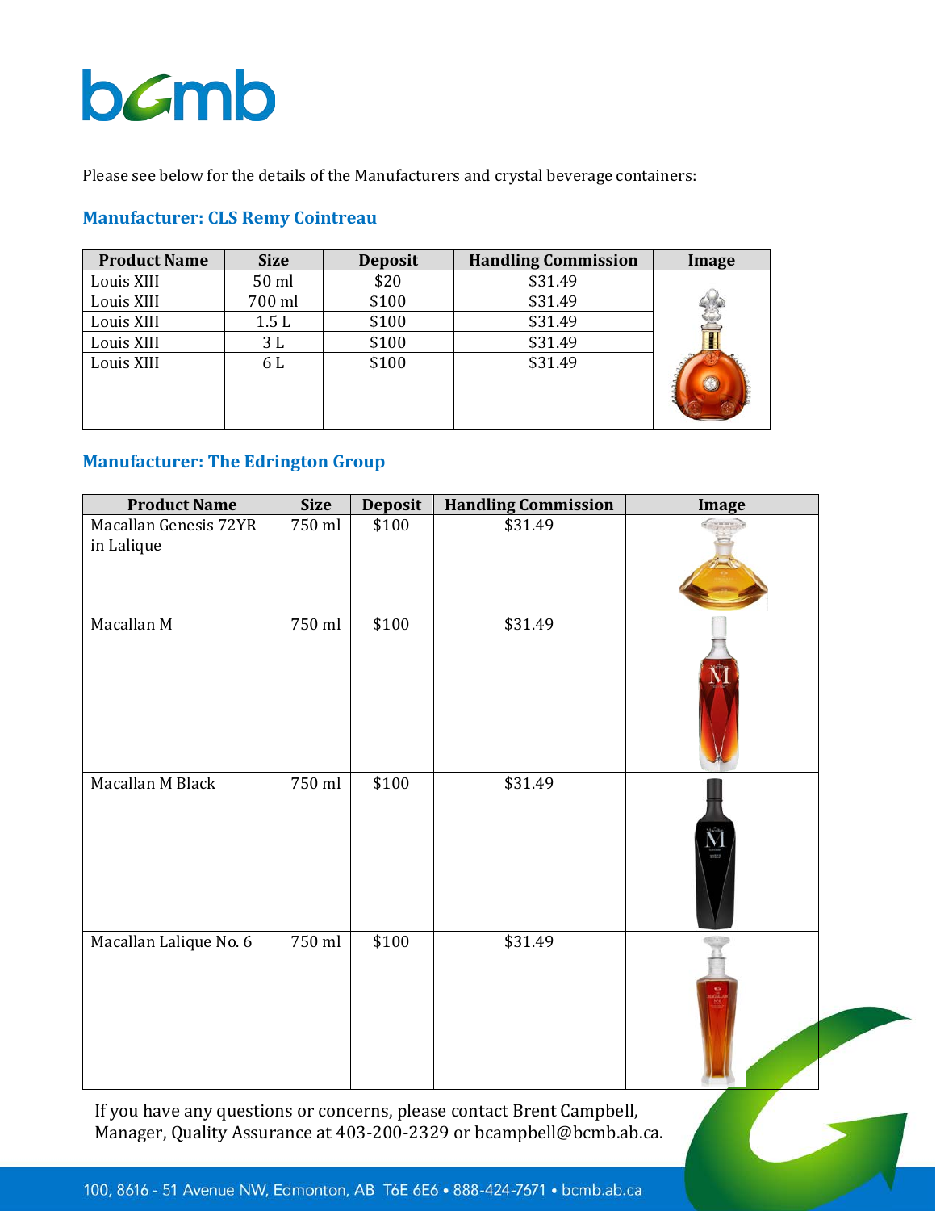Please see below for the details of the Manufacturers and crystal beverage containers:

### Manufacturer: CLS Remy Cointreau

| Product Name | Size | Deposit | Handling Commission | Image |
|---|---|---|---|---|
| Louis XIII | 50 ml | $20 | $31.49 | |
| Louis XIII | 700 ml | $100 | $31.49 | |
| Louis XIII | 1.5 L | $100 | $31.49 | |
| Louis XIII | 3 L | $100 | $31.49 | |
| Louis XIII | 6 L | $100 | $31.49 | |

### Manufacturer: The Edrington Group

| Product Name | Size | Deposit | Handling Commission | Image |
|---|---|---|---|---|
| Macallan Genesis 72YR in Lalique | 750 ml | $100 | $31.49 | |
| Macallan M | 750 ml | $100 | $31.49 | |
| Macallan M Black | 750 ml | $100 | $31.49 | |
| Macallan Lalique No. 6 | 750 ml | $100 | $31.49 | |

If you have any questions or concerns, please contact Brent Campbell, Manager, Quality Assurance at 403-200-2329 or bcampbell@bcmb.ab.ca.

100, 8616 - 51 Avenue NW, Edmonton, AB T6E 6E6 • 888-424-7671 • bcmb.ab.ca